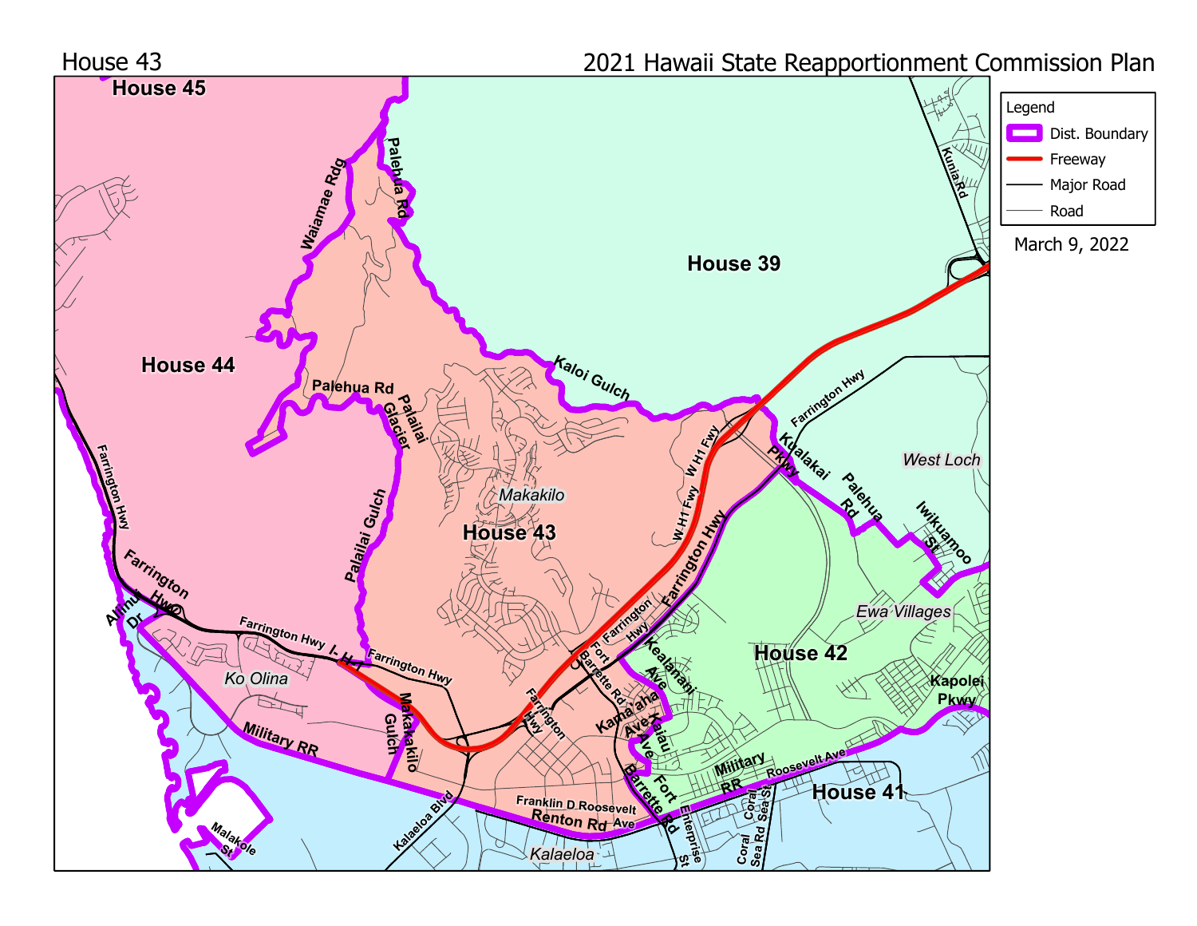House 43

2021 Hawaii State Reapportionment Commission Plan

Legend

- Dist. Boundary
- Freeway
- Major Road
- Road

March 9, 2022

House 45

House 44

House 39

House 43

House 42

House 41

Makakilo

Ko Olina

West Loch

Ewa Villages

Kalaeloa

Waiamae Rdg

Palehua Rd

Palailai Glacier

Palailai Gulch

Kaloi Gulch

W H1 Fwy

Farrington Hwy

Kualakai Pkwy

Palehua Rd

Iwikuamoo St

Kuniа Rd

Aliinui Dr

I- H1

Makakilo Gulch

Military RR

Kalaeloa Blvd

Malakole St

Franklin D Roosevelt Ave

Renton Rd

Fort Barrette Rd

Kealanani Ave

Kama'aha Ave

Kaiau Ave

Enterprise St

Coral Sea Rd

Coral Sea St

Roosevelt Ave

Kapolei Pkwy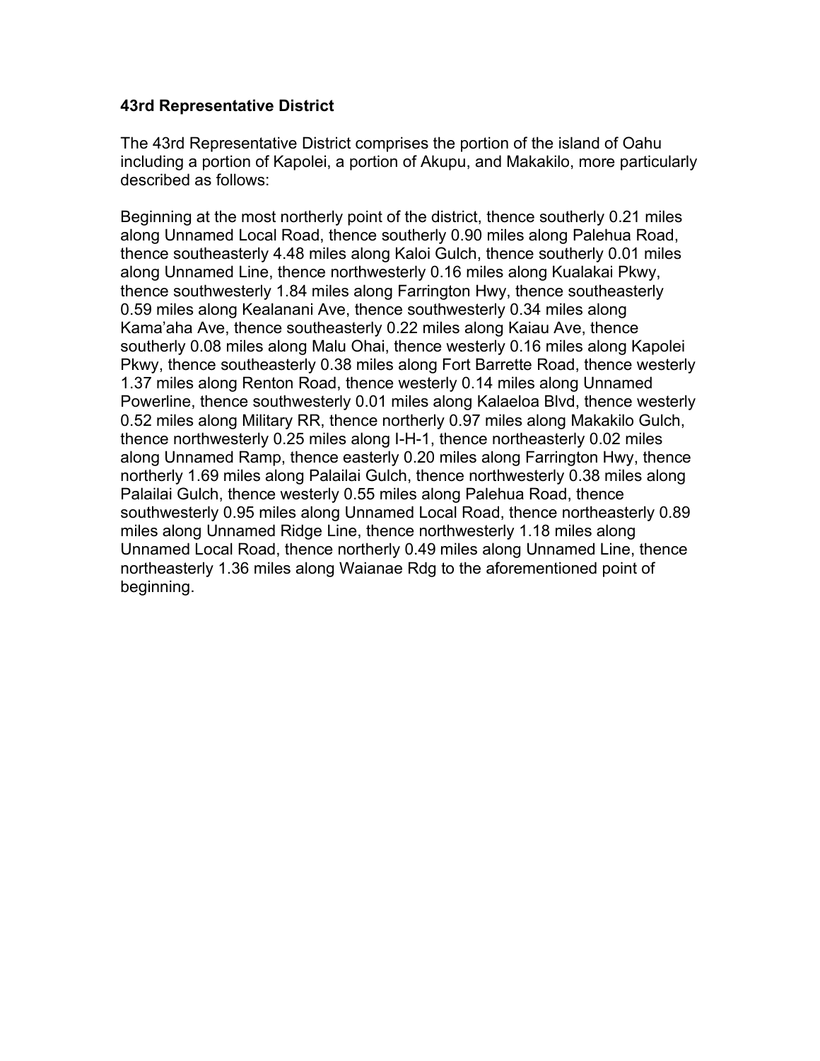**43rd Representative District**

The 43rd Representative District comprises the portion of the island of Oahu including a portion of Kapolei, a portion of Akupu, and Makakilo, more particularly described as follows:

Beginning at the most northerly point of the district, thence southerly 0.21 miles along Unnamed Local Road, thence southerly 0.90 miles along Palehua Road, thence southeasterly 4.48 miles along Kaloi Gulch, thence southerly 0.01 miles along Unnamed Line, thence northwesterly 0.16 miles along Kualakai Pkwy, thence southwesterly 1.84 miles along Farrington Hwy, thence southeasterly 0.59 miles along Kealanani Ave, thence southwesterly 0.34 miles along Kama'aha Ave, thence southeasterly 0.22 miles along Kaiau Ave, thence southerly 0.08 miles along Malu Ohai, thence westerly 0.16 miles along Kapolei Pkwy, thence southeasterly 0.38 miles along Fort Barrette Road, thence westerly 1.37 miles along Renton Road, thence westerly 0.14 miles along Unnamed Powerline, thence southwesterly 0.01 miles along Kalaeloa Blvd, thence westerly 0.52 miles along Military RR, thence northerly 0.97 miles along Makakilo Gulch, thence northwesterly 0.25 miles along I-H-1, thence northeasterly 0.02 miles along Unnamed Ramp, thence easterly 0.20 miles along Farrington Hwy, thence northerly 1.69 miles along Palailai Gulch, thence northwesterly 0.38 miles along Palailai Gulch, thence westerly 0.55 miles along Palehua Road, thence southwesterly 0.95 miles along Unnamed Local Road, thence northeasterly 0.89 miles along Unnamed Ridge Line, thence northwesterly 1.18 miles along Unnamed Local Road, thence northerly 0.49 miles along Unnamed Line, thence northeasterly 1.36 miles along Waianae Rdg to the aforementioned point of beginning.